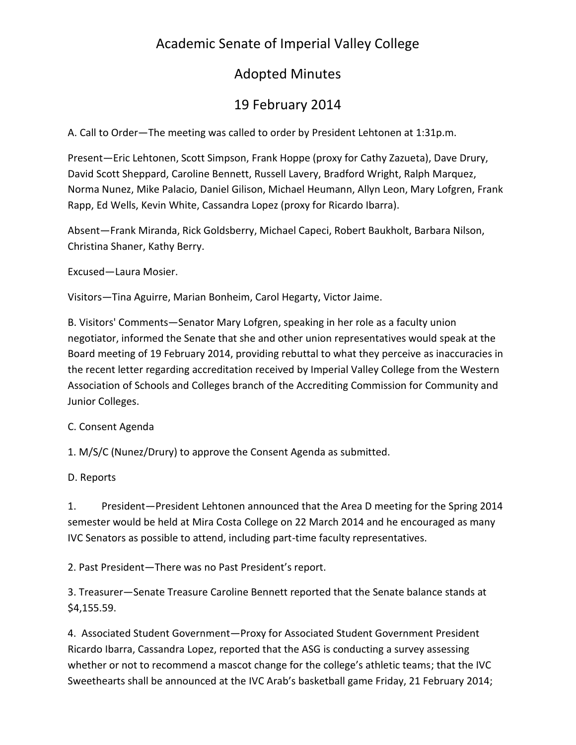# Academic Senate of Imperial Valley College

## Adopted Minutes

## 19 February 2014

A. Call to Order—The meeting was called to order by President Lehtonen at 1:31p.m.

Present—Eric Lehtonen, Scott Simpson, Frank Hoppe (proxy for Cathy Zazueta), Dave Drury, David Scott Sheppard, Caroline Bennett, Russell Lavery, Bradford Wright, Ralph Marquez, Norma Nunez, Mike Palacio, Daniel Gilison, Michael Heumann, Allyn Leon, Mary Lofgren, Frank Rapp, Ed Wells, Kevin White, Cassandra Lopez (proxy for Ricardo Ibarra).

Absent—Frank Miranda, Rick Goldsberry, Michael Capeci, Robert Baukholt, Barbara Nilson, Christina Shaner, Kathy Berry.

Excused—Laura Mosier.

Visitors—Tina Aguirre, Marian Bonheim, Carol Hegarty, Victor Jaime.

B. Visitors' Comments—Senator Mary Lofgren, speaking in her role as a faculty union negotiator, informed the Senate that she and other union representatives would speak at the Board meeting of 19 February 2014, providing rebuttal to what they perceive as inaccuracies in the recent letter regarding accreditation received by Imperial Valley College from the Western Association of Schools and Colleges branch of the Accrediting Commission for Community and Junior Colleges.

C. Consent Agenda

1. M/S/C (Nunez/Drury) to approve the Consent Agenda as submitted.

D. Reports

1. President—President Lehtonen announced that the Area D meeting for the Spring 2014 semester would be held at Mira Costa College on 22 March 2014 and he encouraged as many IVC Senators as possible to attend, including part-time faculty representatives.

2. Past President—There was no Past President's report.

3. Treasurer—Senate Treasure Caroline Bennett reported that the Senate balance stands at $4,155.59.

4. Associated Student Government—Proxy for Associated Student Government President Ricardo Ibarra, Cassandra Lopez, reported that the ASG is conducting a survey assessing whether or not to recommend a mascot change for the college's athletic teams; that the IVC Sweethearts shall be announced at the IVC Arab's basketball game Friday, 21 February 2014;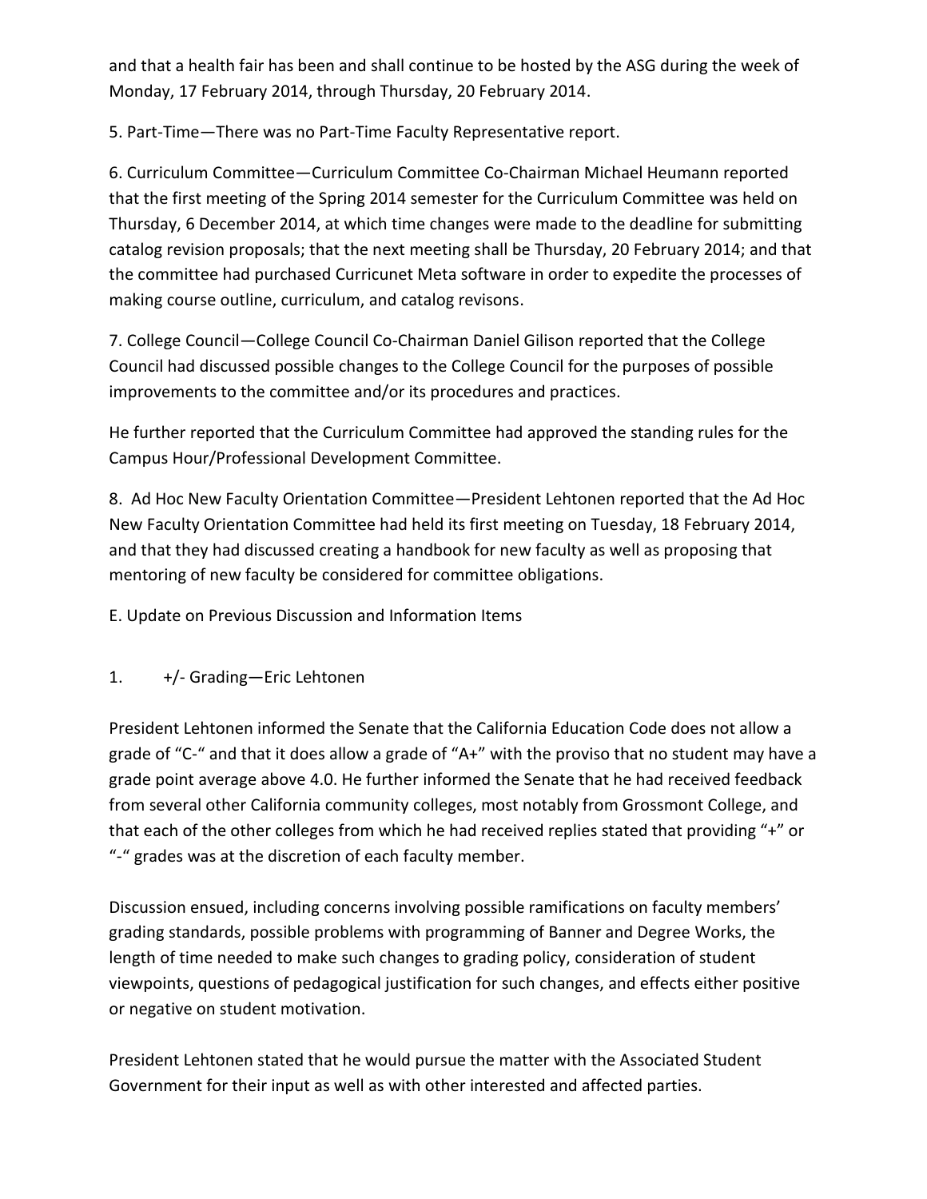and that a health fair has been and shall continue to be hosted by the ASG during the week of Monday, 17 February 2014, through Thursday, 20 February 2014.

5. Part-Time—There was no Part-Time Faculty Representative report.

6. Curriculum Committee—Curriculum Committee Co-Chairman Michael Heumann reported that the first meeting of the Spring 2014 semester for the Curriculum Committee was held on Thursday, 6 December 2014, at which time changes were made to the deadline for submitting catalog revision proposals; that the next meeting shall be Thursday, 20 February 2014; and that the committee had purchased Curricunet Meta software in order to expedite the processes of making course outline, curriculum, and catalog revisons.

7. College Council—College Council Co-Chairman Daniel Gilison reported that the College Council had discussed possible changes to the College Council for the purposes of possible improvements to the committee and/or its procedures and practices.

He further reported that the Curriculum Committee had approved the standing rules for the Campus Hour/Professional Development Committee.

8. Ad Hoc New Faculty Orientation Committee—President Lehtonen reported that the Ad Hoc New Faculty Orientation Committee had held its first meeting on Tuesday, 18 February 2014, and that they had discussed creating a handbook for new faculty as well as proposing that mentoring of new faculty be considered for committee obligations.

E. Update on Previous Discussion and Information Items

1. +/- Grading—Eric Lehtonen

President Lehtonen informed the Senate that the California Education Code does not allow a grade of "C-" and that it does allow a grade of "A+" with the proviso that no student may have a grade point average above 4.0. He further informed the Senate that he had received feedback from several other California community colleges, most notably from Grossmont College, and that each of the other colleges from which he had received replies stated that providing "+" or "-" grades was at the discretion of each faculty member.

Discussion ensued, including concerns involving possible ramifications on faculty members' grading standards, possible problems with programming of Banner and Degree Works, the length of time needed to make such changes to grading policy, consideration of student viewpoints, questions of pedagogical justification for such changes, and effects either positive or negative on student motivation.

President Lehtonen stated that he would pursue the matter with the Associated Student Government for their input as well as with other interested and affected parties.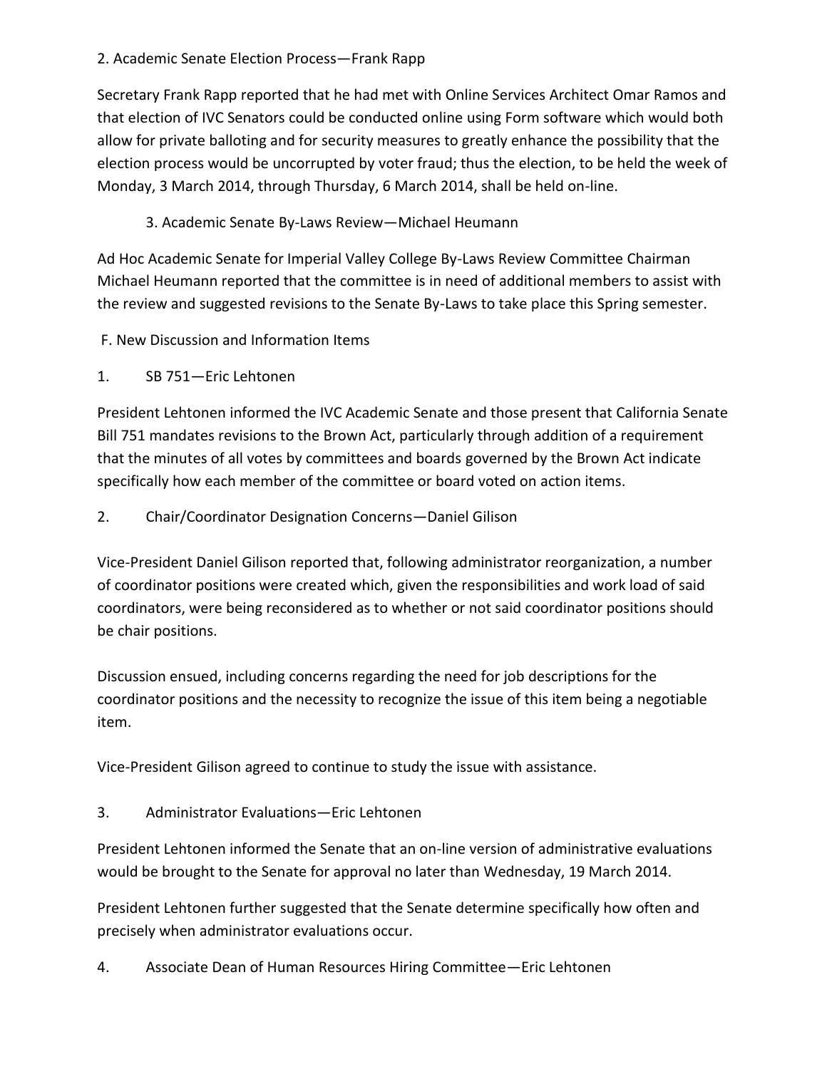2. Academic Senate Election Process—Frank Rapp

Secretary Frank Rapp reported that he had met with Online Services Architect Omar Ramos and that election of IVC Senators could be conducted online using Form software which would both allow for private balloting and for security measures to greatly enhance the possibility that the election process would be uncorrupted by voter fraud; thus the election, to be held the week of Monday, 3 March 2014, through Thursday, 6 March 2014, shall be held on-line.

3. Academic Senate By-Laws Review—Michael Heumann

Ad Hoc Academic Senate for Imperial Valley College By-Laws Review Committee Chairman Michael Heumann reported that the committee is in need of additional members to assist with the review and suggested revisions to the Senate By-Laws to take place this Spring semester.

F. New Discussion and Information Items

1. SB 751—Eric Lehtonen

President Lehtonen informed the IVC Academic Senate and those present that California Senate Bill 751 mandates revisions to the Brown Act, particularly through addition of a requirement that the minutes of all votes by committees and boards governed by the Brown Act indicate specifically how each member of the committee or board voted on action items.

2. Chair/Coordinator Designation Concerns—Daniel Gilison

Vice-President Daniel Gilison reported that, following administrator reorganization, a number of coordinator positions were created which, given the responsibilities and work load of said coordinators, were being reconsidered as to whether or not said coordinator positions should be chair positions.

Discussion ensued, including concerns regarding the need for job descriptions for the coordinator positions and the necessity to recognize the issue of this item being a negotiable item.

Vice-President Gilison agreed to continue to study the issue with assistance.

3. Administrator Evaluations—Eric Lehtonen

President Lehtonen informed the Senate that an on-line version of administrative evaluations would be brought to the Senate for approval no later than Wednesday, 19 March 2014.

President Lehtonen further suggested that the Senate determine specifically how often and precisely when administrator evaluations occur.

4. Associate Dean of Human Resources Hiring Committee—Eric Lehtonen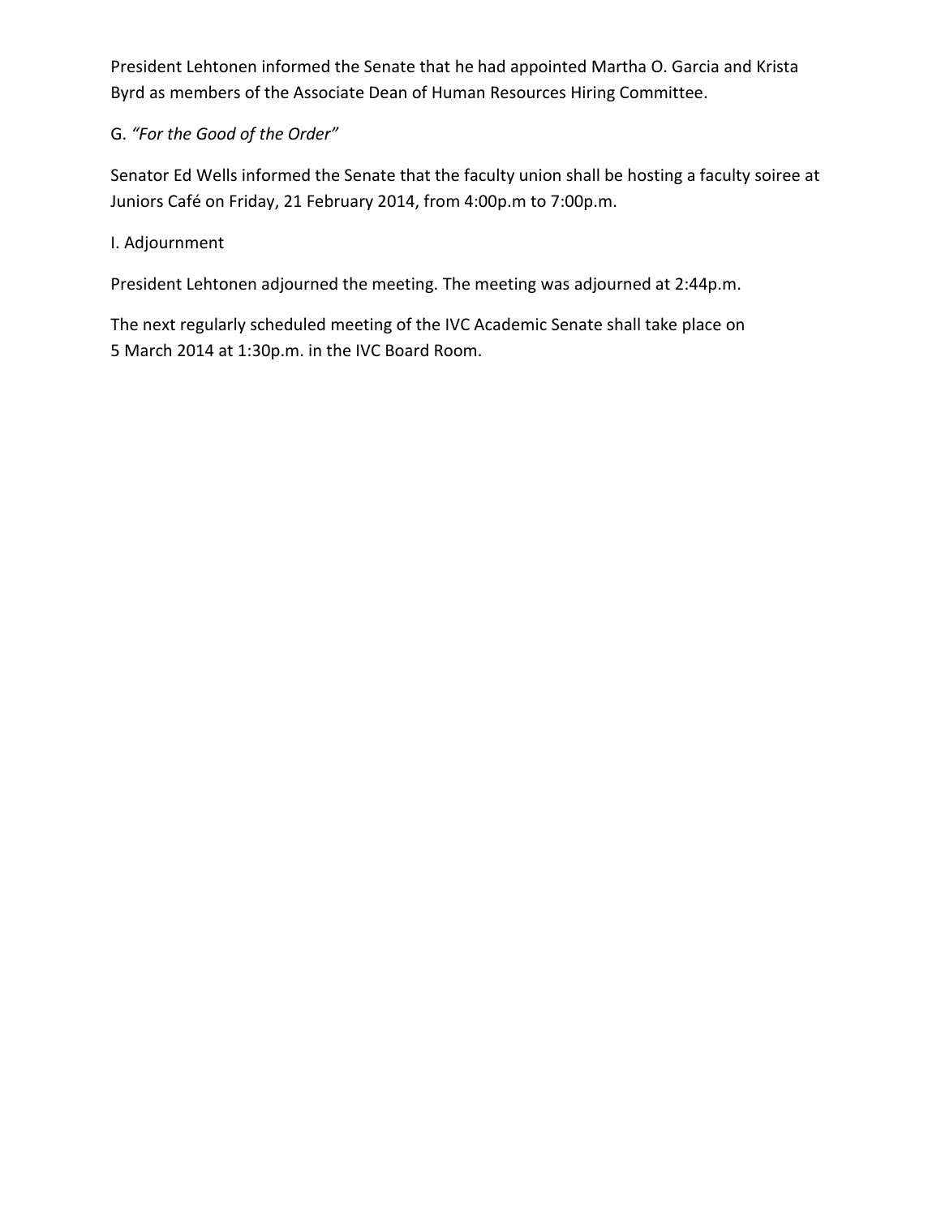President Lehtonen informed the Senate that he had appointed Martha O. Garcia and Krista Byrd as members of the Associate Dean of Human Resources Hiring Committee.

G. *"For the Good of the Order"*

Senator Ed Wells informed the Senate that the faculty union shall be hosting a faculty soiree at Juniors Café on Friday, 21 February 2014, from 4:00p.m to 7:00p.m.

I. Adjournment

President Lehtonen adjourned the meeting. The meeting was adjourned at 2:44p.m.

The next regularly scheduled meeting of the IVC Academic Senate shall take place on 5 March 2014 at 1:30p.m. in the IVC Board Room.